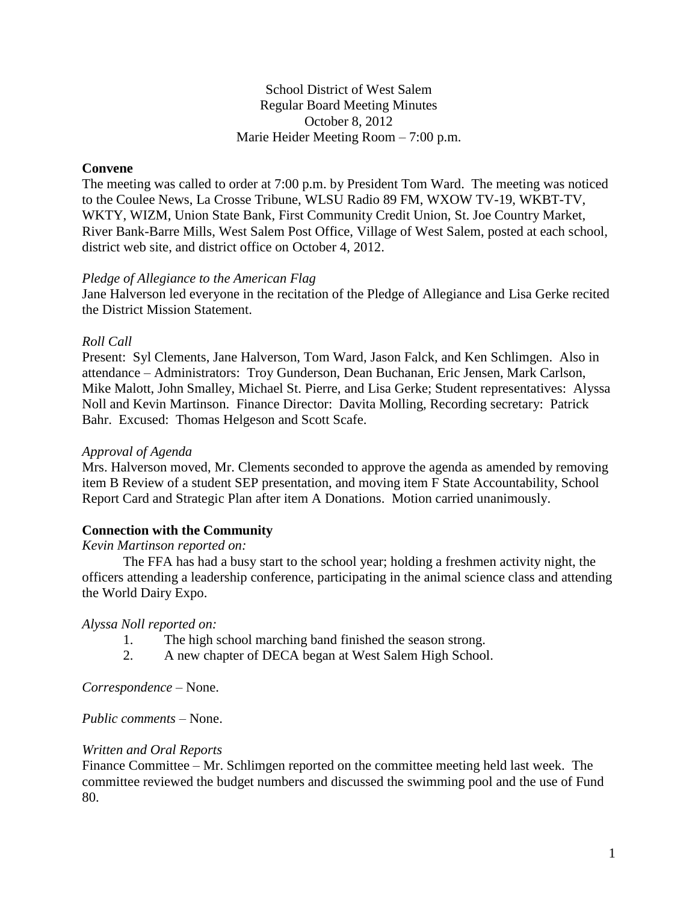School District of West Salem
Regular Board Meeting Minutes
October 8, 2012
Marie Heider Meeting Room – 7:00 p.m.

## Convene

The meeting was called to order at 7:00 p.m. by President Tom Ward. The meeting was noticed to the Coulee News, La Crosse Tribune, WLSU Radio 89 FM, WXOW TV-19, WKBT-TV, WKTY, WIZM, Union State Bank, First Community Credit Union, St. Joe Country Market, River Bank-Barre Mills, West Salem Post Office, Village of West Salem, posted at each school, district web site, and district office on October 4, 2012.

*Pledge of Allegiance to the American Flag*

Jane Halverson led everyone in the recitation of the Pledge of Allegiance and Lisa Gerke recited the District Mission Statement.

*Roll Call*

Present: Syl Clements, Jane Halverson, Tom Ward, Jason Falck, and Ken Schlimgen. Also in attendance – Administrators: Troy Gunderson, Dean Buchanan, Eric Jensen, Mark Carlson, Mike Malott, John Smalley, Michael St. Pierre, and Lisa Gerke; Student representatives: Alyssa Noll and Kevin Martinson. Finance Director: Davita Molling, Recording secretary: Patrick Bahr. Excused: Thomas Helgeson and Scott Scafe.

*Approval of Agenda*

Mrs. Halverson moved, Mr. Clements seconded to approve the agenda as amended by removing item B Review of a student SEP presentation, and moving item F State Accountability, School Report Card and Strategic Plan after item A Donations. Motion carried unanimously.

## Connection with the Community

*Kevin Martinson reported on:*

The FFA has had a busy start to the school year; holding a freshmen activity night, the officers attending a leadership conference, participating in the animal science class and attending the World Dairy Expo.

*Alyssa Noll reported on:*

1. The high school marching band finished the season strong.
2. A new chapter of DECA began at West Salem High School.

*Correspondence* – None.

*Public comments* – None.

*Written and Oral Reports*

Finance Committee – Mr. Schlimgen reported on the committee meeting held last week. The committee reviewed the budget numbers and discussed the swimming pool and the use of Fund 80.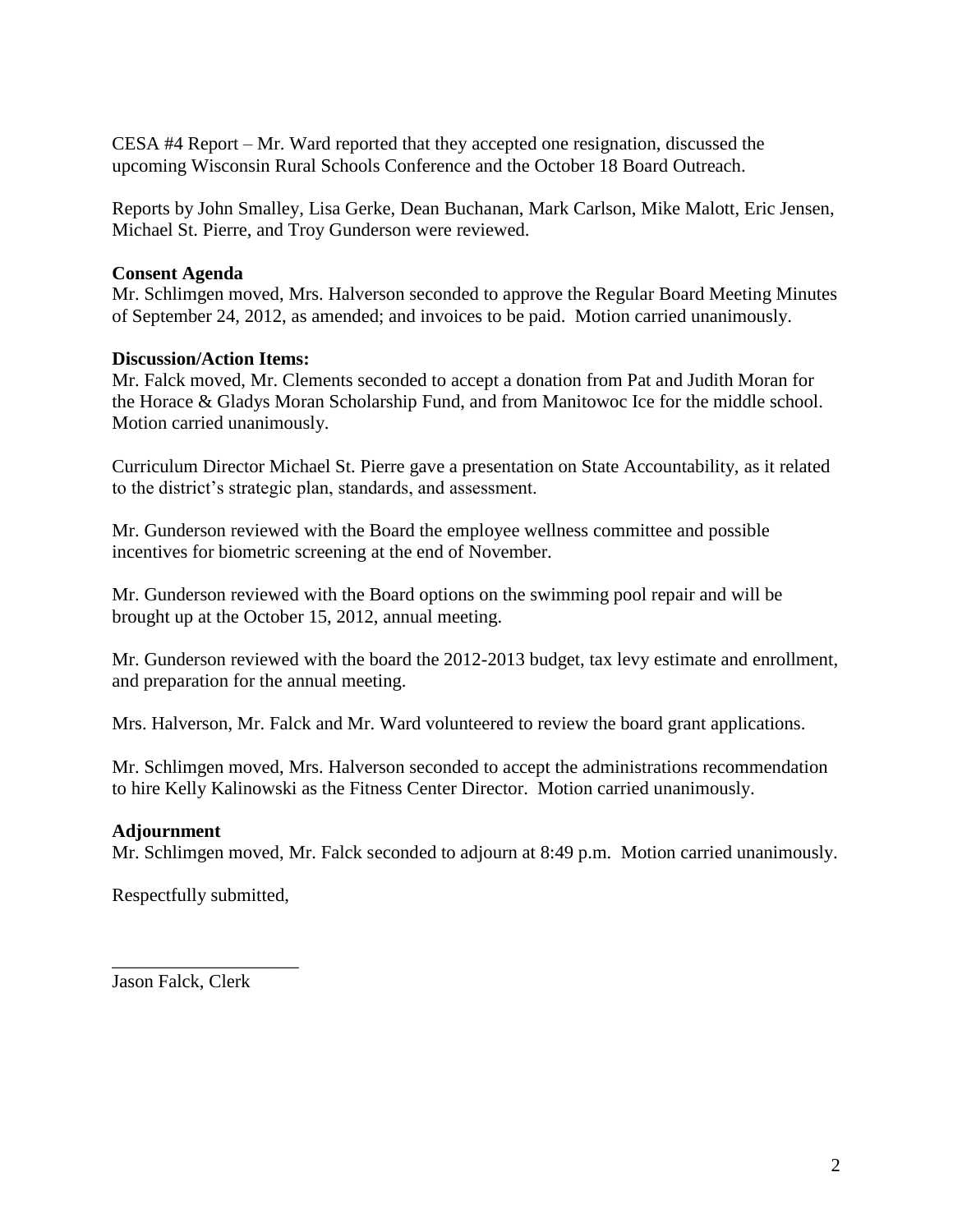CESA #4 Report – Mr. Ward reported that they accepted one resignation, discussed the upcoming Wisconsin Rural Schools Conference and the October 18 Board Outreach.

Reports by John Smalley, Lisa Gerke, Dean Buchanan, Mark Carlson, Mike Malott, Eric Jensen, Michael St. Pierre, and Troy Gunderson were reviewed.

**Consent Agenda**

Mr. Schlimgen moved, Mrs. Halverson seconded to approve the Regular Board Meeting Minutes of September 24, 2012, as amended; and invoices to be paid. Motion carried unanimously.

**Discussion/Action Items:**

Mr. Falck moved, Mr. Clements seconded to accept a donation from Pat and Judith Moran for the Horace & Gladys Moran Scholarship Fund, and from Manitowoc Ice for the middle school. Motion carried unanimously.

Curriculum Director Michael St. Pierre gave a presentation on State Accountability, as it related to the district's strategic plan, standards, and assessment.

Mr. Gunderson reviewed with the Board the employee wellness committee and possible incentives for biometric screening at the end of November.

Mr. Gunderson reviewed with the Board options on the swimming pool repair and will be brought up at the October 15, 2012, annual meeting.

Mr. Gunderson reviewed with the board the 2012-2013 budget, tax levy estimate and enrollment, and preparation for the annual meeting.

Mrs. Halverson, Mr. Falck and Mr. Ward volunteered to review the board grant applications.

Mr. Schlimgen moved, Mrs. Halverson seconded to accept the administrations recommendation to hire Kelly Kalinowski as the Fitness Center Director. Motion carried unanimously.

**Adjournment**

Mr. Schlimgen moved, Mr. Falck seconded to adjourn at 8:49 p.m. Motion carried unanimously.

Respectfully submitted,

____________________

Jason Falck, Clerk